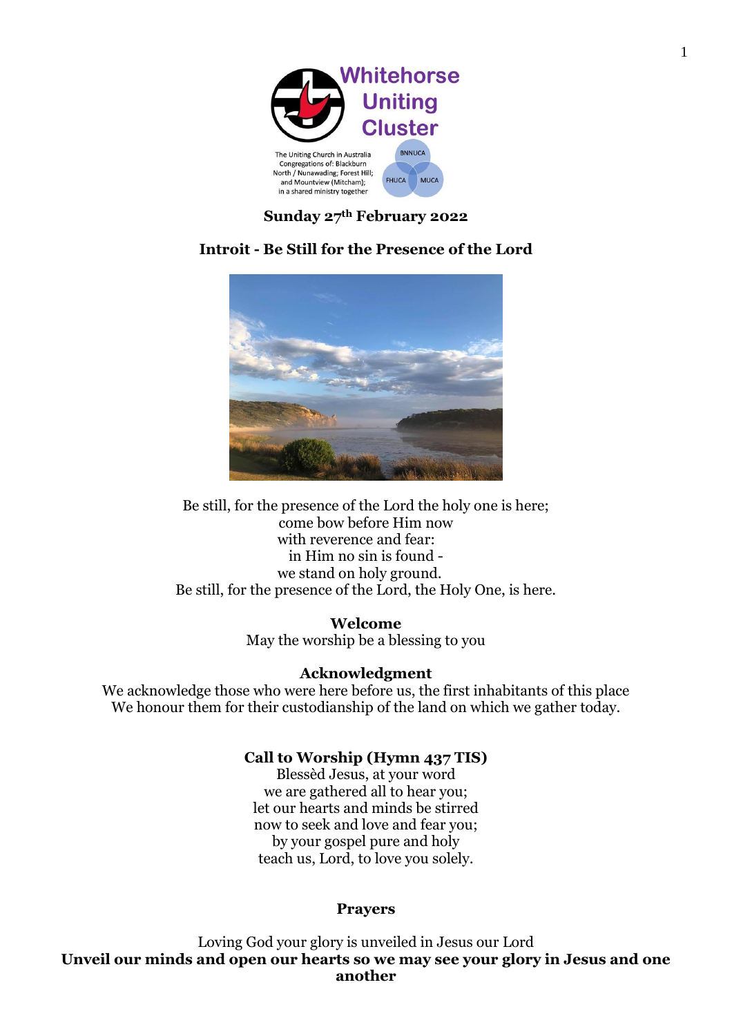Whitehorse Uniting Cluster

The Uniting Church in Australia
Congregations of: Blackburn North / Nunawading; Forest Hill; and Mountview (Mitcham); in a shared ministry together

BNNUCA
FHUCA
MUCA

**Sunday 27th February 2022**

**Introit - Be Still for the Presence of the Lord**

Be still, for the presence of the Lord the holy one is here;
come bow before Him now
with reverence and fear:
in Him no sin is found -
we stand on holy ground.
Be still, for the presence of the Lord, the Holy One, is here.

**Welcome**

May the worship be a blessing to you

**Acknowledgment**

We acknowledge those who were here before us, the first inhabitants of this place
We honour them for their custodianship of the land on which we gather today.

**Call to Worship (Hymn 437 TIS)**

Blessèd Jesus, at your word
we are gathered all to hear you;
let our hearts and minds be stirred
now to seek and love and fear you;
by your gospel pure and holy
teach us, Lord, to love you solely.

**Prayers**

Loving God your glory is unveiled in Jesus our Lord
**Unveil our minds and open our hearts so we may see your glory in Jesus and one another**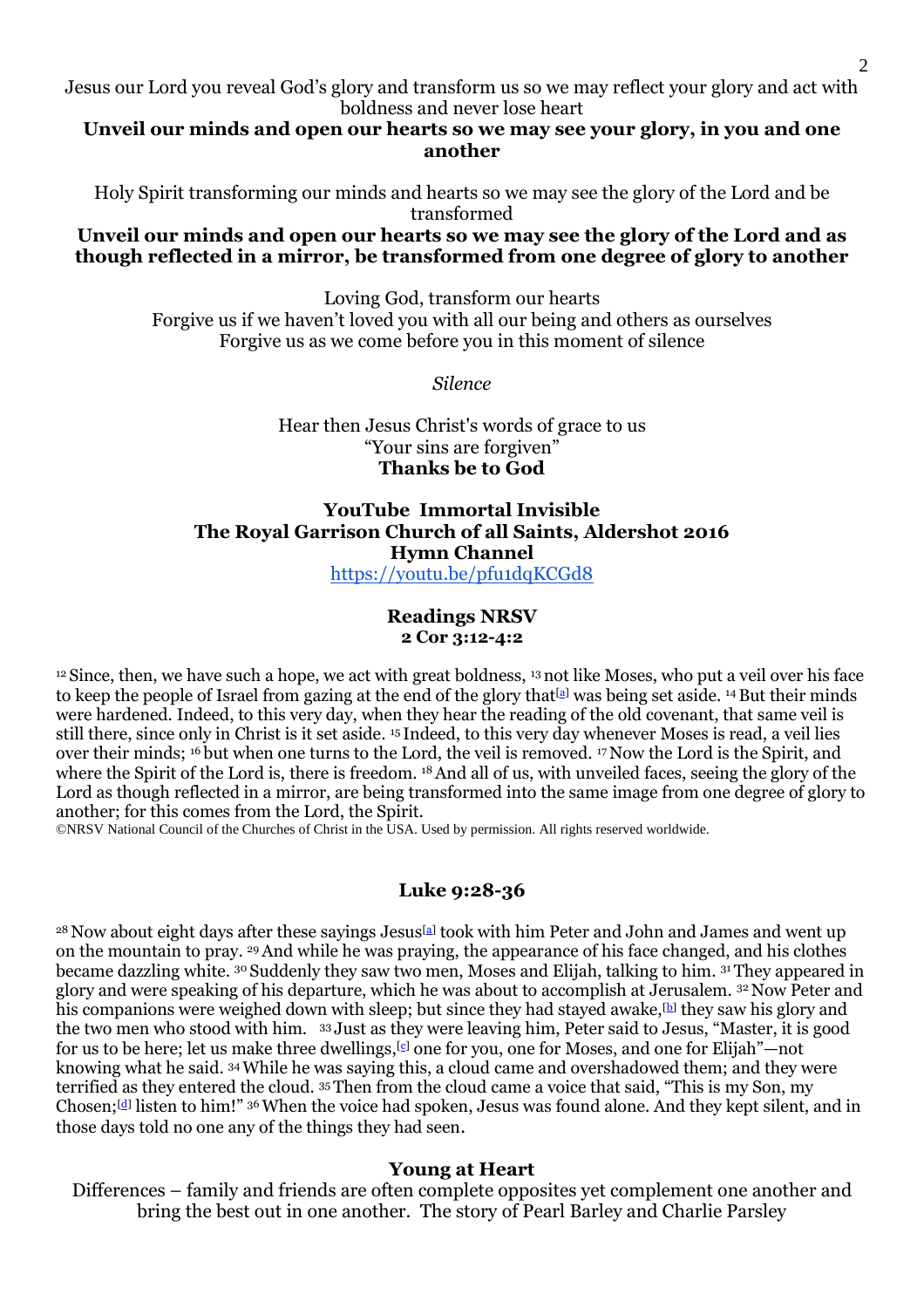Jesus our Lord you reveal God's glory and transform us so we may reflect your glory and act with boldness and never lose heart

**Unveil our minds and open our hearts so we may see your glory, in you and one another**

Holy Spirit transforming our minds and hearts so we may see the glory of the Lord and be transformed

**Unveil our minds and open our hearts so we may see the glory of the Lord and as though reflected in a mirror, be transformed from one degree of glory to another**

Loving God, transform our hearts
Forgive us if we haven't loved you with all our being and others as ourselves
Forgive us as we come before you in this moment of silence

*Silence*

Hear then Jesus Christ's words of grace to us
"Your sins are forgiven"
**Thanks be to God**

**YouTube Immortal Invisible**
**The Royal Garrison Church of all Saints, Aldershot 2016**
**Hymn Channel**
https://youtu.be/pfu1dqKCGd8

## Readings NRSV
### 2 Cor 3:12-4:2

12 Since, then, we have such a hope, we act with great boldness, 13 not like Moses, who put a veil over his face to keep the people of Israel from gazing at the end of the glory that[a] was being set aside. 14 But their minds were hardened. Indeed, to this very day, when they hear the reading of the old covenant, that same veil is still there, since only in Christ is it set aside. 15 Indeed, to this very day whenever Moses is read, a veil lies over their minds; 16 but when one turns to the Lord, the veil is removed. 17 Now the Lord is the Spirit, and where the Spirit of the Lord is, there is freedom. 18 And all of us, with unveiled faces, seeing the glory of the Lord as though reflected in a mirror, are being transformed into the same image from one degree of glory to another; for this comes from the Lord, the Spirit.

©NRSV National Council of the Churches of Christ in the USA. Used by permission. All rights reserved worldwide.

### Luke 9:28-36

28 Now about eight days after these sayings Jesus[a] took with him Peter and John and James and went up on the mountain to pray. 29 And while he was praying, the appearance of his face changed, and his clothes became dazzling white. 30 Suddenly they saw two men, Moses and Elijah, talking to him. 31 They appeared in glory and were speaking of his departure, which he was about to accomplish at Jerusalem. 32 Now Peter and his companions were weighed down with sleep; but since they had stayed awake,[b] they saw his glory and the two men who stood with him. 33 Just as they were leaving him, Peter said to Jesus, "Master, it is good for us to be here; let us make three dwellings,[c] one for you, one for Moses, and one for Elijah"—not knowing what he said. 34 While he was saying this, a cloud came and overshadowed them; and they were terrified as they entered the cloud. 35 Then from the cloud came a voice that said, "This is my Son, my Chosen;[d] listen to him!" 36 When the voice had spoken, Jesus was found alone. And they kept silent, and in those days told no one any of the things they had seen.

### Young at Heart

Differences – family and friends are often complete opposites yet complement one another and bring the best out in one another. The story of Pearl Barley and Charlie Parsley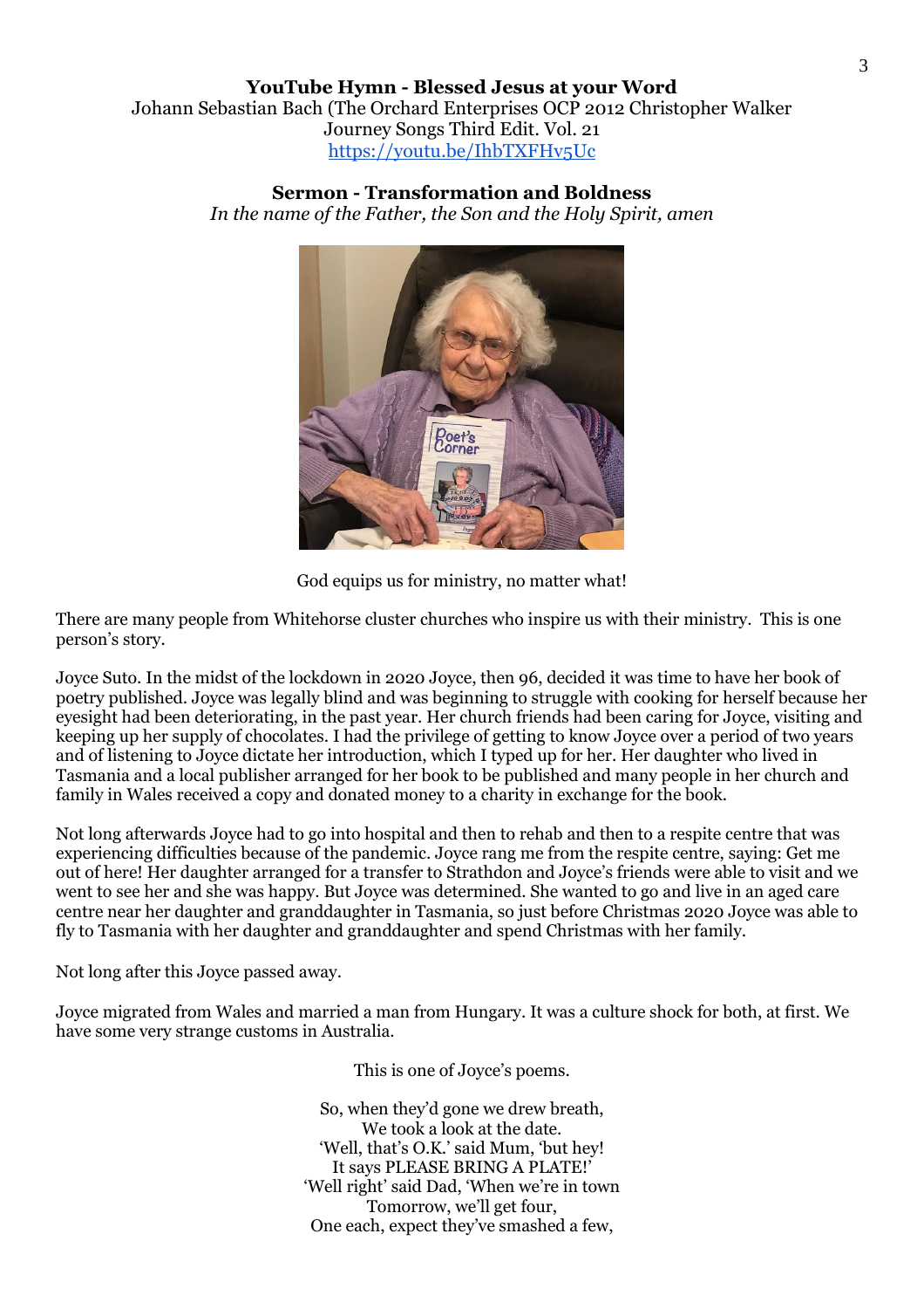**YouTube Hymn - Blessed Jesus at your Word**

Johann Sebastian Bach (The Orchard Enterprises OCP 2012 Christopher Walker Journey Songs Third Edit. Vol. 21

https://youtu.be/IhbTXFHv5Uc

**Sermon - Transformation and Boldness**

*In the name of the Father, the Son and the Holy Spirit, amen*

God equips us for ministry, no matter what!

There are many people from Whitehorse cluster churches who inspire us with their ministry. This is one person's story.

Joyce Suto. In the midst of the lockdown in 2020 Joyce, then 96, decided it was time to have her book of poetry published. Joyce was legally blind and was beginning to struggle with cooking for herself because her eyesight had been deteriorating, in the past year. Her church friends had been caring for Joyce, visiting and keeping up her supply of chocolates. I had the privilege of getting to know Joyce over a period of two years and of listening to Joyce dictate her introduction, which I typed up for her. Her daughter who lived in Tasmania and a local publisher arranged for her book to be published and many people in her church and family in Wales received a copy and donated money to a charity in exchange for the book.

Not long afterwards Joyce had to go into hospital and then to rehab and then to a respite centre that was experiencing difficulties because of the pandemic. Joyce rang me from the respite centre, saying: Get me out of here! Her daughter arranged for a transfer to Strathdon and Joyce's friends were able to visit and we went to see her and she was happy. But Joyce was determined. She wanted to go and live in an aged care centre near her daughter and granddaughter in Tasmania, so just before Christmas 2020 Joyce was able to fly to Tasmania with her daughter and granddaughter and spend Christmas with her family.

Not long after this Joyce passed away.

Joyce migrated from Wales and married a man from Hungary. It was a culture shock for both, at first. We have some very strange customs in Australia.

This is one of Joyce's poems.

So, when they'd gone we drew breath,  
We took a look at the date.  
'Well, that's O.K.' said Mum, 'but hey!  
It says PLEASE BRING A PLATE!'  
'Well right' said Dad, 'When we're in town  
Tomorrow, we'll get four,  
One each, expect they've smashed a few,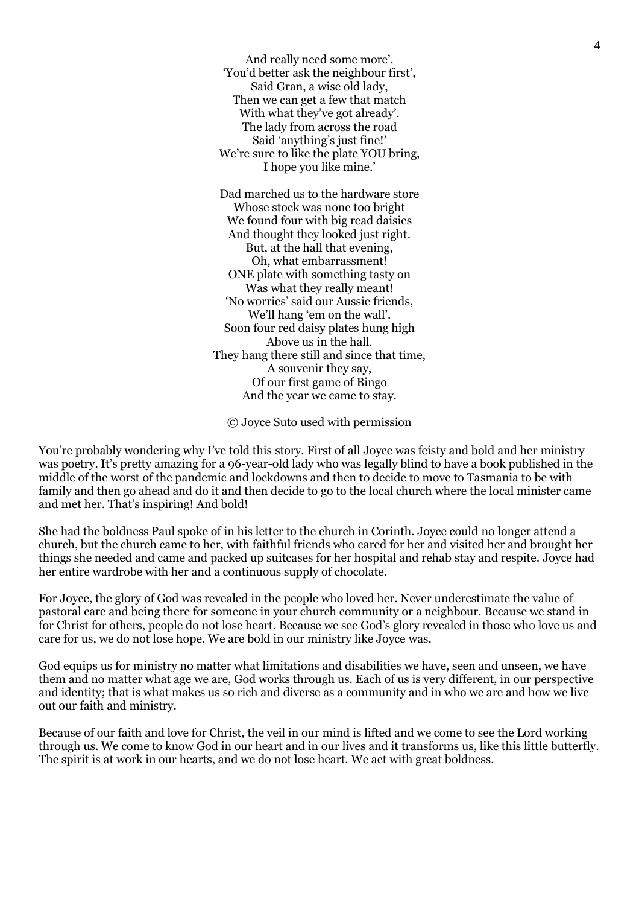And really need some more'.  
'You'd better ask the neighbour first',  
Said Gran, a wise old lady,  
Then we can get a few that match  
With what they've got already'.  
The lady from across the road  
Said 'anything's just fine!'  
We're sure to like the plate YOU bring,  
I hope you like mine.'

Dad marched us to the hardware store  
Whose stock was none too bright  
We found four with big read daisies  
And thought they looked just right.  
But, at the hall that evening,  
Oh, what embarrassment!  
ONE plate with something tasty on  
Was what they really meant!  
'No worries' said our Aussie friends,  
We'll hang 'em on the wall'.  
Soon four red daisy plates hung high  
Above us in the hall.  
They hang there still and since that time,  
A souvenir they say,  
Of our first game of Bingo  
And the year we came to stay.

© Joyce Suto used with permission

You're probably wondering why I've told this story. First of all Joyce was feisty and bold and her ministry was poetry. It's pretty amazing for a 96-year-old lady who was legally blind to have a book published in the middle of the worst of the pandemic and lockdowns and then to decide to move to Tasmania to be with family and then go ahead and do it and then decide to go to the local church where the local minister came and met her. That's inspiring! And bold!

She had the boldness Paul spoke of in his letter to the church in Corinth. Joyce could no longer attend a church, but the church came to her, with faithful friends who cared for her and visited her and brought her things she needed and came and packed up suitcases for her hospital and rehab stay and respite. Joyce had her entire wardrobe with her and a continuous supply of chocolate.

For Joyce, the glory of God was revealed in the people who loved her. Never underestimate the value of pastoral care and being there for someone in your church community or a neighbour. Because we stand in for Christ for others, people do not lose heart. Because we see God's glory revealed in those who love us and care for us, we do not lose hope. We are bold in our ministry like Joyce was.

God equips us for ministry no matter what limitations and disabilities we have, seen and unseen, we have them and no matter what age we are, God works through us. Each of us is very different, in our perspective and identity; that is what makes us so rich and diverse as a community and in who we are and how we live out our faith and ministry.

Because of our faith and love for Christ, the veil in our mind is lifted and we come to see the Lord working through us. We come to know God in our heart and in our lives and it transforms us, like this little butterfly. The spirit is at work in our hearts, and we do not lose heart. We act with great boldness.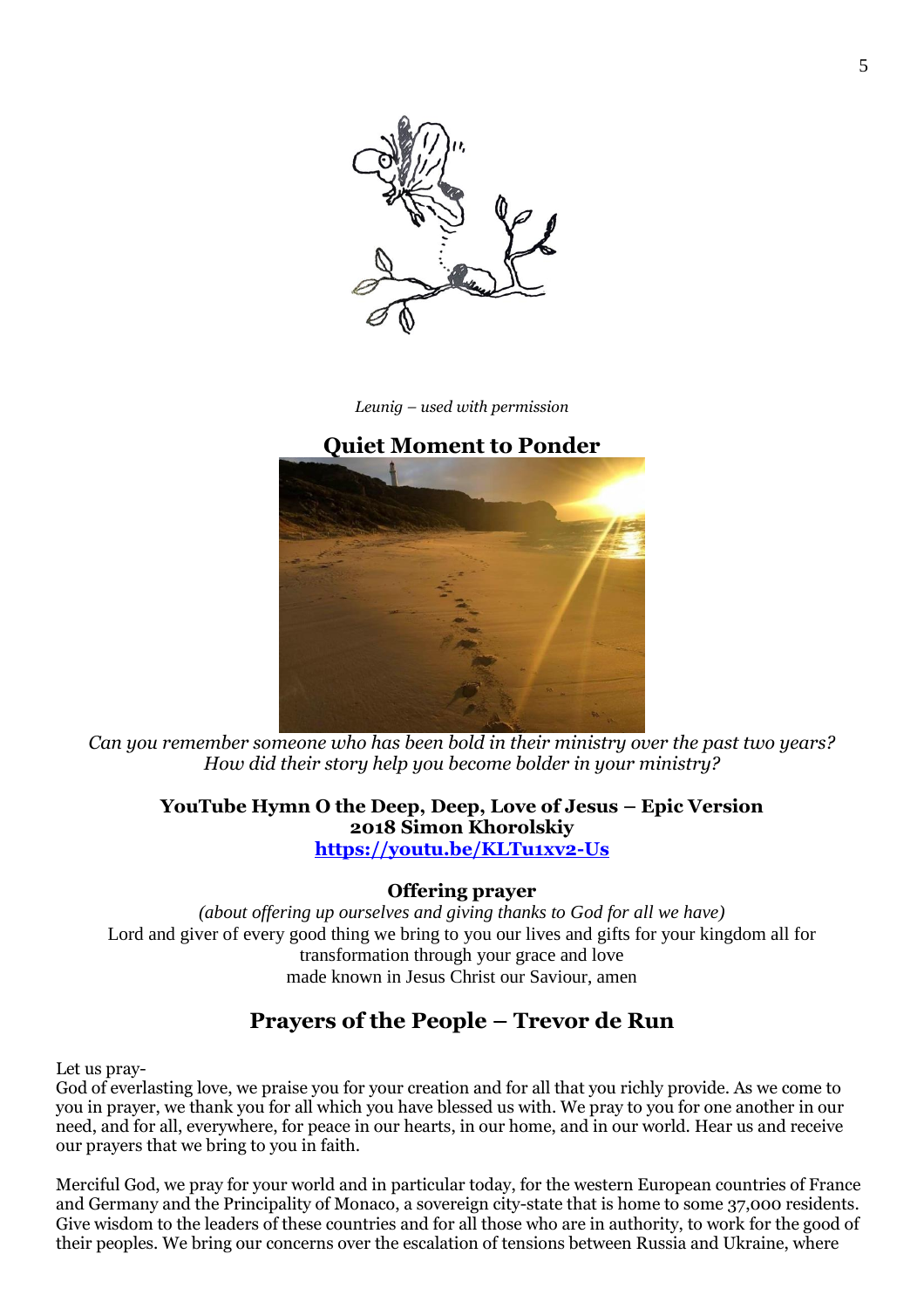*Leunig – used with permission*

## Quiet Moment to Ponder

*Can you remember someone who has been bold in their ministry over the past two years? How did their story help you become bolder in your ministry?*

**YouTube Hymn O the Deep, Deep, Love of Jesus – Epic Version**
**2018 Simon Khorolskiy**
**https://youtu.be/KLTu1xv2-Us**

**Offering prayer**

*(about offering up ourselves and giving thanks to God for all we have)*

Lord and giver of every good thing we bring to you our lives and gifts for your kingdom all for transformation through your grace and love made known in Jesus Christ our Saviour, amen

## Prayers of the People – Trevor de Run

Let us pray-

God of everlasting love, we praise you for your creation and for all that you richly provide. As we come to you in prayer, we thank you for all which you have blessed us with. We pray to you for one another in our need, and for all, everywhere, for peace in our hearts, in our home, and in our world. Hear us and receive our prayers that we bring to you in faith.

Merciful God, we pray for your world and in particular today, for the western European countries of France and Germany and the Principality of Monaco, a sovereign city-state that is home to some 37,000 residents. Give wisdom to the leaders of these countries and for all those who are in authority, to work for the good of their peoples. We bring our concerns over the escalation of tensions between Russia and Ukraine, where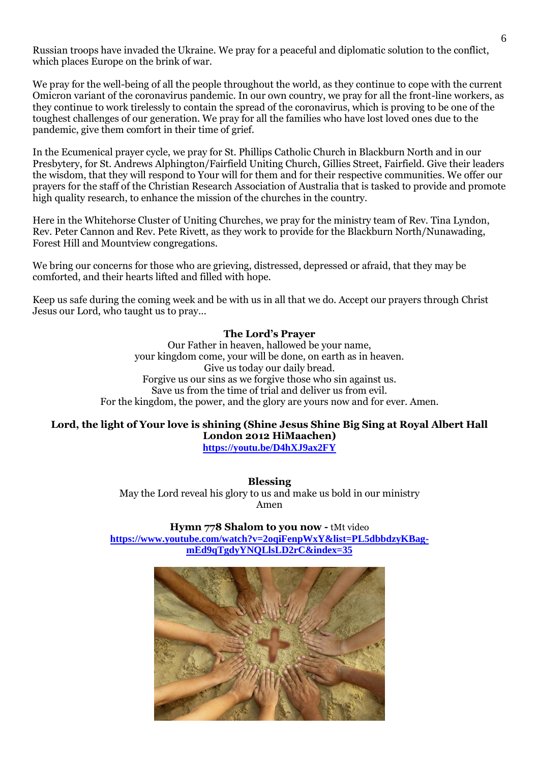Russian troops have invaded the Ukraine. We pray for a peaceful and diplomatic solution to the conflict, which places Europe on the brink of war.

We pray for the well-being of all the people throughout the world, as they continue to cope with the current Omicron variant of the coronavirus pandemic. In our own country, we pray for all the front-line workers, as they continue to work tirelessly to contain the spread of the coronavirus, which is proving to be one of the toughest challenges of our generation. We pray for all the families who have lost loved ones due to the pandemic, give them comfort in their time of grief.

In the Ecumenical prayer cycle, we pray for St. Phillips Catholic Church in Blackburn North and in our Presbytery, for St. Andrews Alphington/Fairfield Uniting Church, Gillies Street, Fairfield. Give their leaders the wisdom, that they will respond to Your will for them and for their respective communities. We offer our prayers for the staff of the Christian Research Association of Australia that is tasked to provide and promote high quality research, to enhance the mission of the churches in the country.

Here in the Whitehorse Cluster of Uniting Churches, we pray for the ministry team of Rev. Tina Lyndon, Rev. Peter Cannon and Rev. Pete Rivett, as they work to provide for the Blackburn North/Nunawading, Forest Hill and Mountview congregations.

We bring our concerns for those who are grieving, distressed, depressed or afraid, that they may be comforted, and their hearts lifted and filled with hope.

Keep us safe during the coming week and be with us in all that we do. Accept our prayers through Christ Jesus our Lord, who taught us to pray…

**The Lord's Prayer**

Our Father in heaven, hallowed be your name,
your kingdom come, your will be done, on earth as in heaven.
Give us today our daily bread.
Forgive us our sins as we forgive those who sin against us.
Save us from the time of trial and deliver us from evil.
For the kingdom, the power, and the glory are yours now and for ever. Amen.

**Lord, the light of Your love is shining (Shine Jesus Shine Big Sing at Royal Albert Hall London 2012 HiMaachen)**
https://youtu.be/D4hXJ9ax2FY

**Blessing**

May the Lord reveal his glory to us and make us bold in our ministry
Amen

**Hymn 778 Shalom to you now -** tMt video
https://www.youtube.com/watch?v=2oqiFenpWxY&list=PL5dbbdzyKBag-mEd9qTgdyYNQLlsLD2rC&index=35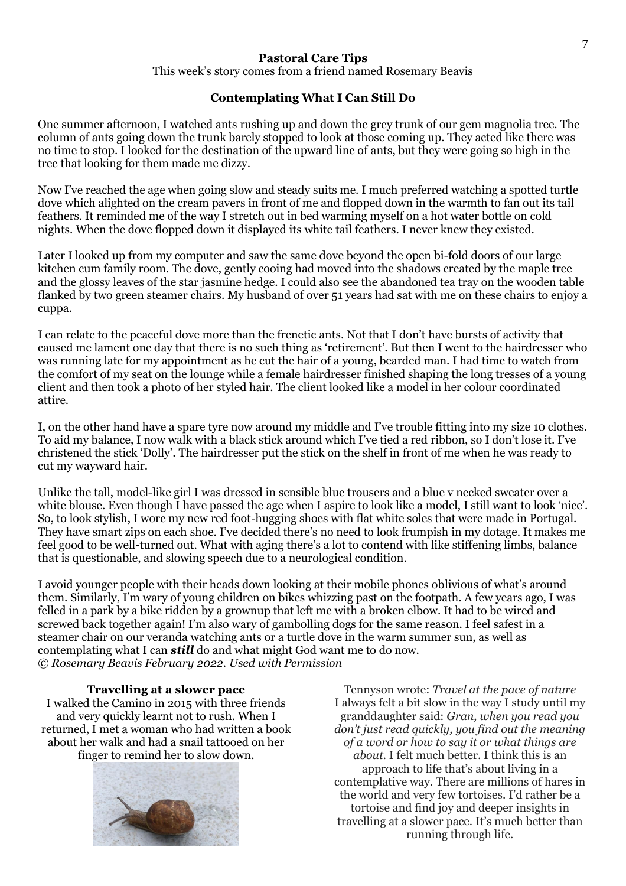**Pastoral Care Tips**

This week's story comes from a friend named Rosemary Beavis

**Contemplating What I Can Still Do**

One summer afternoon, I watched ants rushing up and down the grey trunk of our gem magnolia tree. The column of ants going down the trunk barely stopped to look at those coming up. They acted like there was no time to stop. I looked for the destination of the upward line of ants, but they were going so high in the tree that looking for them made me dizzy.

Now I've reached the age when going slow and steady suits me. I much preferred watching a spotted turtle dove which alighted on the cream pavers in front of me and flopped down in the warmth to fan out its tail feathers. It reminded me of the way I stretch out in bed warming myself on a hot water bottle on cold nights. When the dove flopped down it displayed its white tail feathers. I never knew they existed.

Later I looked up from my computer and saw the same dove beyond the open bi-fold doors of our large kitchen cum family room. The dove, gently cooing had moved into the shadows created by the maple tree and the glossy leaves of the star jasmine hedge. I could also see the abandoned tea tray on the wooden table flanked by two green steamer chairs. My husband of over 51 years had sat with me on these chairs to enjoy a cuppa.

I can relate to the peaceful dove more than the frenetic ants. Not that I don't have bursts of activity that caused me lament one day that there is no such thing as 'retirement'. But then I went to the hairdresser who was running late for my appointment as he cut the hair of a young, bearded man. I had time to watch from the comfort of my seat on the lounge while a female hairdresser finished shaping the long tresses of a young client and then took a photo of her styled hair. The client looked like a model in her colour coordinated attire.

I, on the other hand have a spare tyre now around my middle and I've trouble fitting into my size 10 clothes. To aid my balance, I now walk with a black stick around which I've tied a red ribbon, so I don't lose it. I've christened the stick 'Dolly'. The hairdresser put the stick on the shelf in front of me when he was ready to cut my wayward hair.

Unlike the tall, model-like girl I was dressed in sensible blue trousers and a blue v necked sweater over a white blouse. Even though I have passed the age when I aspire to look like a model, I still want to look 'nice'. So, to look stylish, I wore my new red foot-hugging shoes with flat white soles that were made in Portugal. They have smart zips on each shoe. I've decided there's no need to look frumpish in my dotage. It makes me feel good to be well-turned out. What with aging there's a lot to contend with like stiffening limbs, balance that is questionable, and slowing speech due to a neurological condition.

I avoid younger people with their heads down looking at their mobile phones oblivious of what's around them. Similarly, I'm wary of young children on bikes whizzing past on the footpath. A few years ago, I was felled in a park by a bike ridden by a grownup that left me with a broken elbow. It had to be wired and screwed back together again! I'm also wary of gambolling dogs for the same reason. I feel safest in a steamer chair on our veranda watching ants or a turtle dove in the warm summer sun, as well as contemplating what I can ***still*** do and what might God want me to do now.

*© Rosemary Beavis February 2022. Used with Permission*

**Travelling at a slower pace**

I walked the Camino in 2015 with three friends and very quickly learnt not to rush. When I returned, I met a woman who had written a book about her walk and had a snail tattooed on her finger to remind her to slow down.

Tennyson wrote: *Travel at the pace of nature*

I always felt a bit slow in the way I study until my granddaughter said: *Gran, when you read you don't just read quickly, you find out the meaning of a word or how to say it or what things are about.* I felt much better. I think this is an approach to life that's about living in a contemplative way. There are millions of hares in the world and very few tortoises. I'd rather be a tortoise and find joy and deeper insights in travelling at a slower pace. It's much better than running through life.